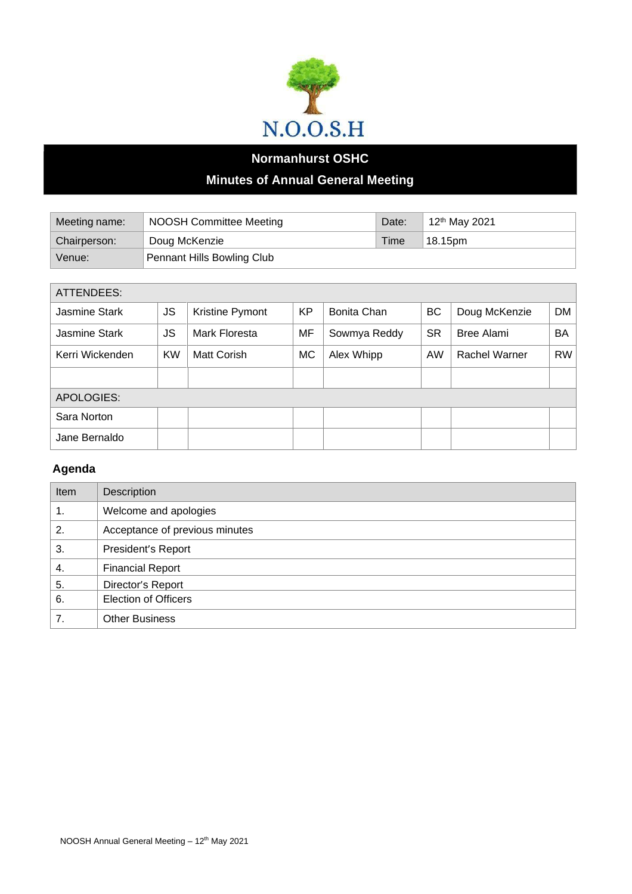N.O.O.S.H

# Normanhurst OSHC

## Minutes of Annual General Meeting

| Meeting name: | NOOSH Committee Meeting | Date: | 12th May 2021 |
|---|---|---|---|
| Chairperson: | Doug McKenzie | Time | 18.15pm |
| Venue: | Pennant Hills Bowling Club | | |

| ATTENDEES: | | | | | | | |
|---|---|---|---|---|---|---|---|
| Jasmine Stark | JS | Kristine Pymont | KP | Bonita Chan | BC | Doug McKenzie | DM |
| Jasmine Stark | JS | Mark Floresta | MF | Sowmya Reddy | SR | Bree Alami | BA |
| Kerri Wickenden | KW | Matt Corish | MC | Alex Whipp | AW | Rachel Warner | RW |
| | | | | | | | |
| APOLOGIES: | | | | | | | |
| Sara Norton | | | | | | | |
| Jane Bernaldo | | | | | | | |

### Agenda

| Item | Description |
|---|---|
| 1. | Welcome and apologies |
| 2. | Acceptance of previous minutes |
| 3. | President's Report |
| 4. | Financial Report |
| 5. | Director's Report |
| 6. | Election of Officers |
| 7. | Other Business |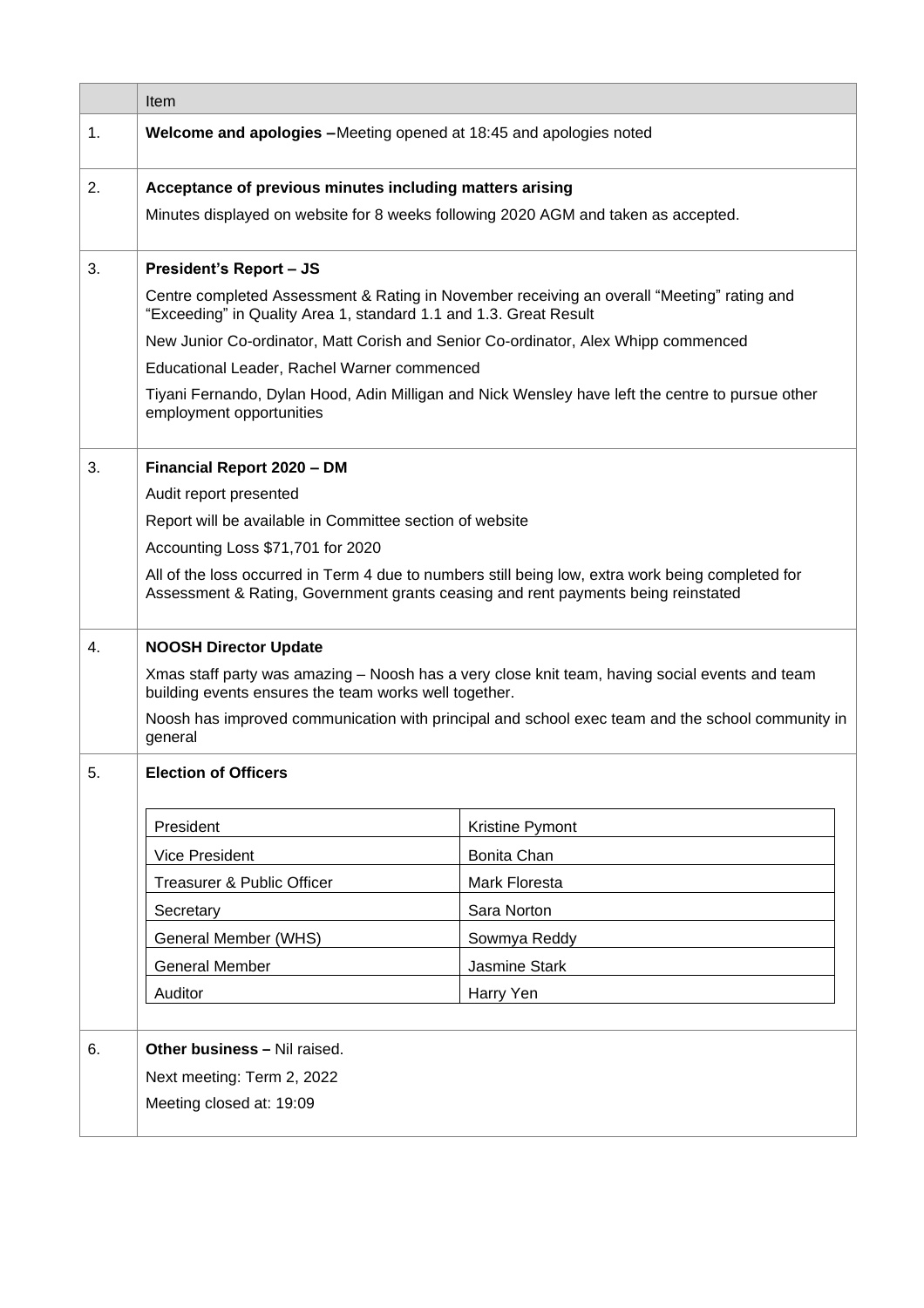| | Item |
|---|---|
| 1. | **Welcome and apologies –** Meeting opened at 18:45 and apologies noted |
| 2. | **Acceptance of previous minutes including matters arising**<br>Minutes displayed on website for 8 weeks following 2020 AGM and taken as accepted. |
| 3. | **President's Report – JS**<br>Centre completed Assessment & Rating in November receiving an overall "Meeting" rating and "Exceeding" in Quality Area 1, standard 1.1 and 1.3. Great Result<br>New Junior Co-ordinator, Matt Corish and Senior Co-ordinator, Alex Whipp commenced<br>Educational Leader, Rachel Warner commenced<br>Tiyani Fernando, Dylan Hood, Adin Milligan and Nick Wensley have left the centre to pursue other employment opportunities |
| 3. | **Financial Report 2020 – DM**<br>Audit report presented<br>Report will be available in Committee section of website<br>Accounting Loss $71,701 for 2020<br>All of the loss occurred in Term 4 due to numbers still being low, extra work being completed for Assessment & Rating, Government grants ceasing and rent payments being reinstated |
| 4. | **NOOSH Director Update**<br>Xmas staff party was amazing – Noosh has a very close knit team, having social events and team building events ensures the team works well together.<br>Noosh has improved communication with principal and school exec team and the school community in general |
| 5. | **Election of Officers**<br>President: Kristine Pymont<br>Vice President: Bonita Chan<br>Treasurer & Public Officer: Mark Floresta<br>Secretary: Sara Norton<br>General Member (WHS): Sowmya Reddy<br>General Member: Jasmine Stark<br>Auditor: Harry Yen |
| 6. | **Other business –** Nil raised.<br>Next meeting: Term 2, 2022<br>Meeting closed at: 19:09 |